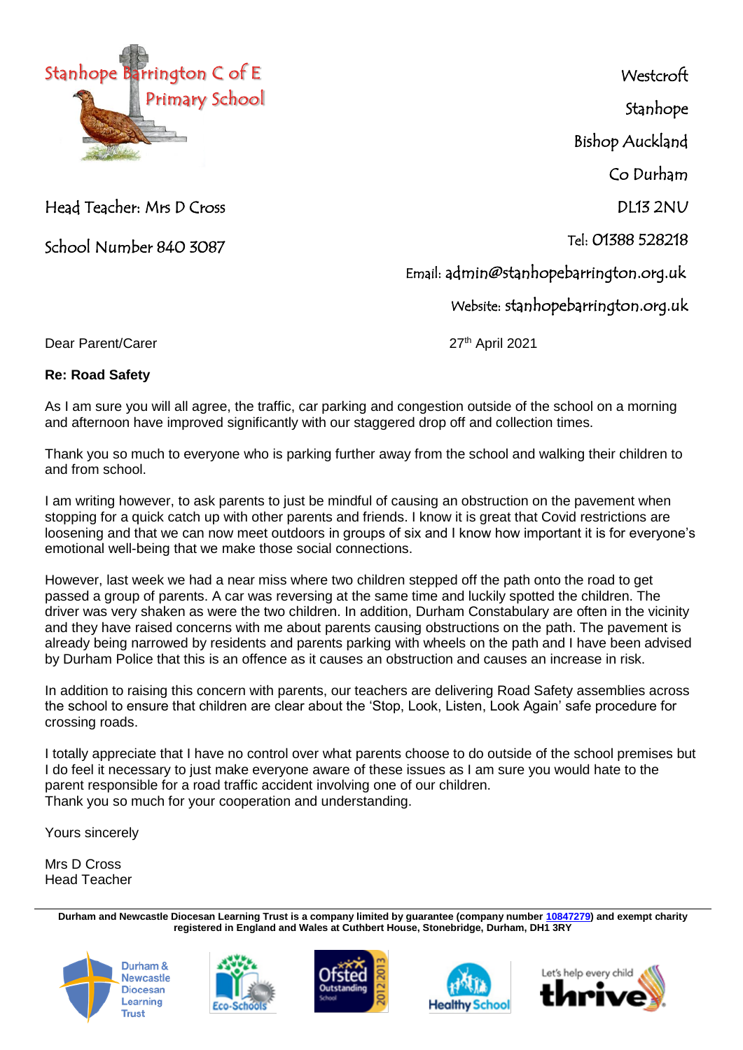Stanhope Barrington C of E Primary School

Head Teacher: Mrs D Cross

School Number 840 3087

Westcroft
Stanhope
Bishop Auckland
Co Durham
DL13 2NU

Tel: 01388 528218

Email: admin@stanhopebarrington.org.uk

Website: stanhopebarrington.org.uk

Dear Parent/Carer

27th April 2021

**Re: Road Safety**

As I am sure you will all agree, the traffic, car parking and congestion outside of the school on a morning and afternoon have improved significantly with our staggered drop off and collection times.

Thank you so much to everyone who is parking further away from the school and walking their children to and from school.

I am writing however, to ask parents to just be mindful of causing an obstruction on the pavement when stopping for a quick catch up with other parents and friends. I know it is great that Covid restrictions are loosening and that we can now meet outdoors in groups of six and I know how important it is for everyone's emotional well-being that we make those social connections.

However, last week we had a near miss where two children stepped off the path onto the road to get passed a group of parents. A car was reversing at the same time and luckily spotted the children. The driver was very shaken as were the two children. In addition, Durham Constabulary are often in the vicinity and they have raised concerns with me about parents causing obstructions on the path. The pavement is already being narrowed by residents and parents parking with wheels on the path and I have been advised by Durham Police that this is an offence as it causes an obstruction and causes an increase in risk.

In addition to raising this concern with parents, our teachers are delivering Road Safety assemblies across the school to ensure that children are clear about the 'Stop, Look, Listen, Look Again' safe procedure for crossing roads.

I totally appreciate that I have no control over what parents choose to do outside of the school premises but I do feel it necessary to just make everyone aware of these issues as I am sure you would hate to the parent responsible for a road traffic accident involving one of our children.
Thank you so much for your cooperation and understanding.

Yours sincerely

Mrs D Cross
Head Teacher

**Durham and Newcastle Diocesan Learning Trust is a company limited by guarantee (company number 10847279) and exempt charity registered in England and Wales at Cuthbert House, Stonebridge, Durham, DH1 3RY**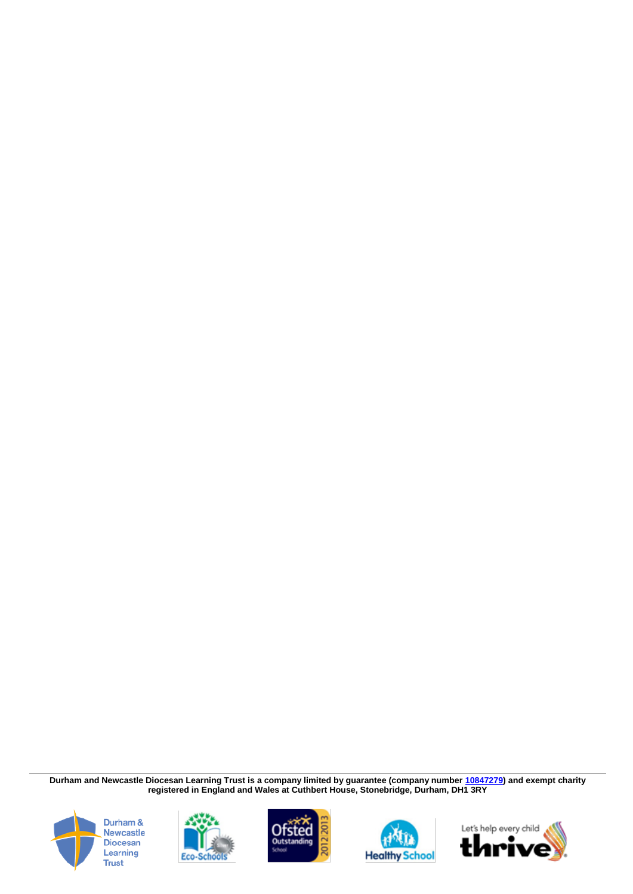**Durham and Newcastle Diocesan Learning Trust is a company limited by guarantee (company number 10847279) and exempt charity registered in England and Wales at Cuthbert House, Stonebridge, Durham, DH1 3RY**